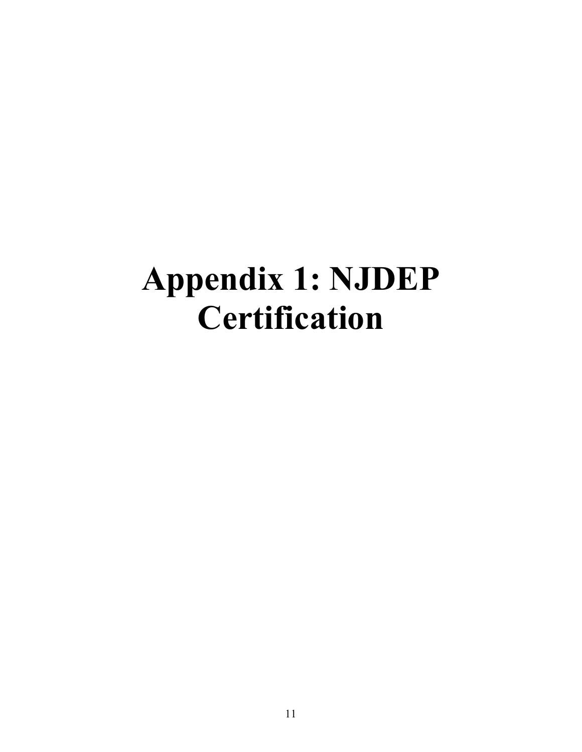# Appendix 1: NJDEP Certification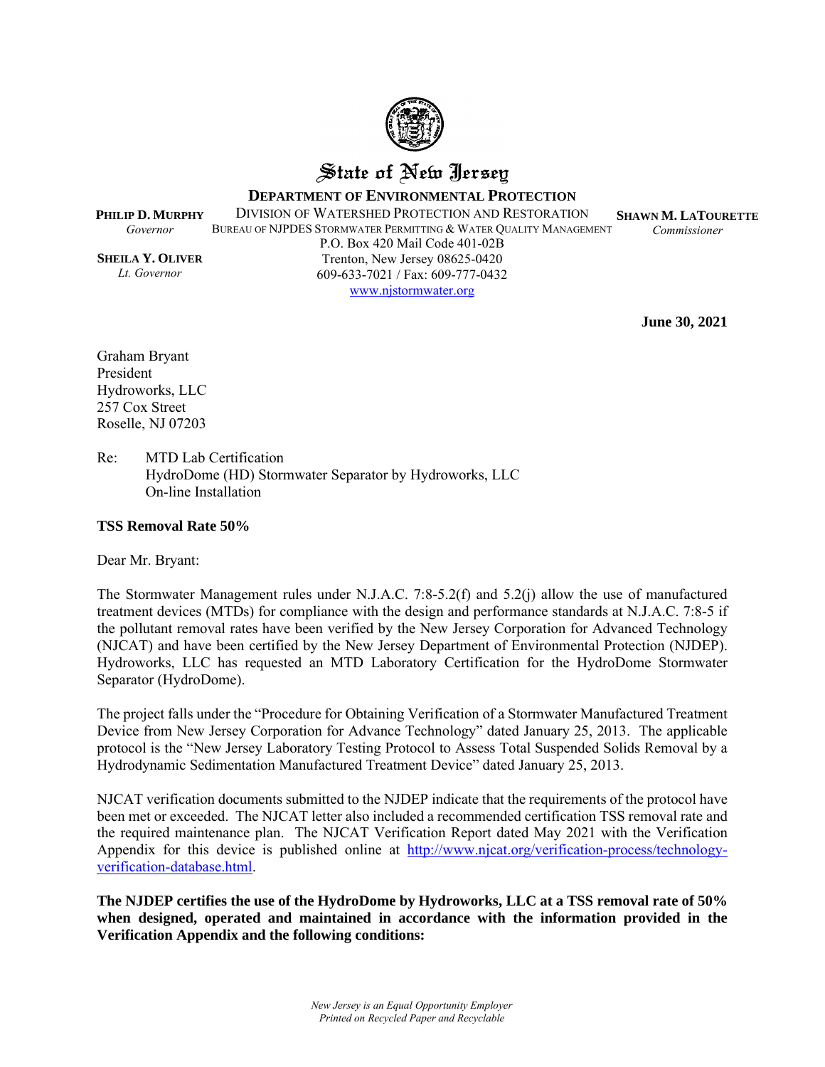State of New Jersey

**DEPARTMENT OF ENVIRONMENTAL PROTECTION**

**PHILIP D. MURPHY**
*Governor*

**SHEILA Y. OLIVER**
*Lt. Governor*

DIVISION OF WATERSHED PROTECTION AND RESTORATION
BUREAU OF NJPDES STORMWATER PERMITTING & WATER QUALITY MANAGEMENT
P.O. Box 420 Mail Code 401-02B
Trenton, New Jersey 08625-0420
609-633-7021 / Fax: 609-777-0432
www.njstormwater.org

**SHAWN M. LATOURETTE**
*Commissioner*

**June 30, 2021**

Graham Bryant
President
Hydroworks, LLC
257 Cox Street
Roselle, NJ 07203

Re: MTD Lab Certification
HydroDome (HD) Stormwater Separator by Hydroworks, LLC
On-line Installation

**TSS Removal Rate 50%**

Dear Mr. Bryant:

The Stormwater Management rules under N.J.A.C. 7:8-5.2(f) and 5.2(j) allow the use of manufactured treatment devices (MTDs) for compliance with the design and performance standards at N.J.A.C. 7:8-5 if the pollutant removal rates have been verified by the New Jersey Corporation for Advanced Technology (NJCAT) and have been certified by the New Jersey Department of Environmental Protection (NJDEP). Hydroworks, LLC has requested an MTD Laboratory Certification for the HydroDome Stormwater Separator (HydroDome).

The project falls under the "Procedure for Obtaining Verification of a Stormwater Manufactured Treatment Device from New Jersey Corporation for Advance Technology" dated January 25, 2013. The applicable protocol is the "New Jersey Laboratory Testing Protocol to Assess Total Suspended Solids Removal by a Hydrodynamic Sedimentation Manufactured Treatment Device" dated January 25, 2013.

NJCAT verification documents submitted to the NJDEP indicate that the requirements of the protocol have been met or exceeded. The NJCAT letter also included a recommended certification TSS removal rate and the required maintenance plan. The NJCAT Verification Report dated May 2021 with the Verification Appendix for this device is published online at http://www.njcat.org/verification-process/technology-verification-database.html.

**The NJDEP certifies the use of the HydroDome by Hydroworks, LLC at a TSS removal rate of 50% when designed, operated and maintained in accordance with the information provided in the Verification Appendix and the following conditions:**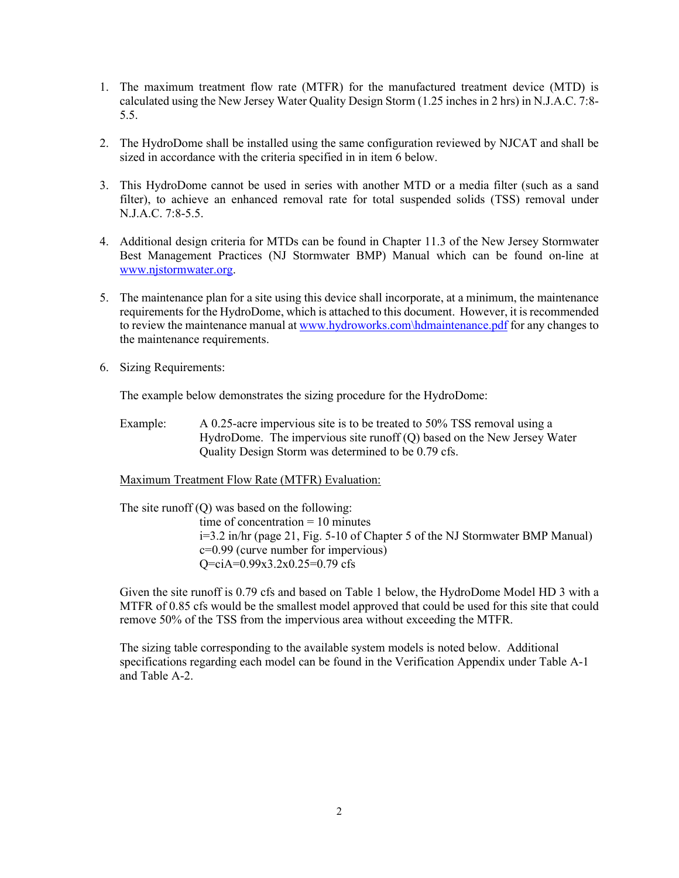1. The maximum treatment flow rate (MTFR) for the manufactured treatment device (MTD) is calculated using the New Jersey Water Quality Design Storm (1.25 inches in 2 hrs) in N.J.A.C. 7:8-5.5.

2. The HydroDome shall be installed using the same configuration reviewed by NJCAT and shall be sized in accordance with the criteria specified in in item 6 below.

3. This HydroDome cannot be used in series with another MTD or a media filter (such as a sand filter), to achieve an enhanced removal rate for total suspended solids (TSS) removal under N.J.A.C. 7:8-5.5.

4. Additional design criteria for MTDs can be found in Chapter 11.3 of the New Jersey Stormwater Best Management Practices (NJ Stormwater BMP) Manual which can be found on-line at [www.njstormwater.org](www.njstormwater.org).

5. The maintenance plan for a site using this device shall incorporate, at a minimum, the maintenance requirements for the HydroDome, which is attached to this document. However, it is recommended to review the maintenance manual at [www.hydroworks.com\hdmaintenance.pdf](www.hydroworks.com\hdmaintenance.pdf) for any changes to the maintenance requirements.

6. Sizing Requirements:

   The example below demonstrates the sizing procedure for the HydroDome:

   Example: A 0.25-acre impervious site is to be treated to 50% TSS removal using a HydroDome. The impervious site runoff (Q) based on the New Jersey Water Quality Design Storm was determined to be 0.79 cfs.

   Maximum Treatment Flow Rate (MTFR) Evaluation:

   The site runoff (Q) was based on the following:

   time of concentration = 10 minutes
   i=3.2 in/hr (page 21, Fig. 5-10 of Chapter 5 of the NJ Stormwater BMP Manual)
   c=0.99 (curve number for impervious)
   Q=ciA=0.99x3.2x0.25=0.79 cfs

   Given the site runoff is 0.79 cfs and based on Table 1 below, the HydroDome Model HD 3 with a MTFR of 0.85 cfs would be the smallest model approved that could be used for this site that could remove 50% of the TSS from the impervious area without exceeding the MTFR.

   The sizing table corresponding to the available system models is noted below. Additional specifications regarding each model can be found in the Verification Appendix under Table A-1 and Table A-2.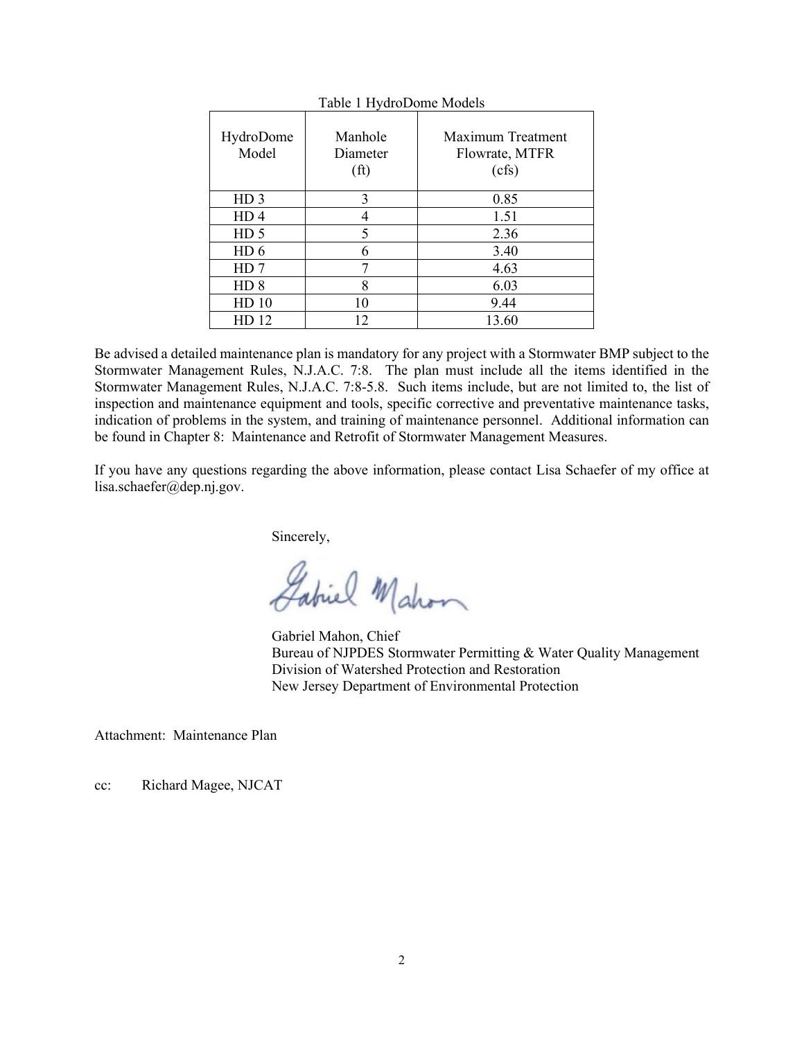Table 1 HydroDome Models

| HydroDome Model | Manhole Diameter (ft) | Maximum Treatment Flowrate, MTFR (cfs) |
| --- | --- | --- |
| HD 3 | 3 | 0.85 |
| HD 4 | 4 | 1.51 |
| HD 5 | 5 | 2.36 |
| HD 6 | 6 | 3.40 |
| HD 7 | 7 | 4.63 |
| HD 8 | 8 | 6.03 |
| HD 10 | 10 | 9.44 |
| HD 12 | 12 | 13.60 |

Be advised a detailed maintenance plan is mandatory for any project with a Stormwater BMP subject to the Stormwater Management Rules, N.J.A.C. 7:8. The plan must include all the items identified in the Stormwater Management Rules, N.J.A.C. 7:8-5.8. Such items include, but are not limited to, the list of inspection and maintenance equipment and tools, specific corrective and preventative maintenance tasks, indication of problems in the system, and training of maintenance personnel. Additional information can be found in Chapter 8: Maintenance and Retrofit of Stormwater Management Measures.

If you have any questions regarding the above information, please contact Lisa Schaefer of my office at lisa.schaefer@dep.nj.gov.

Sincerely,

Gabriel Mahon

Gabriel Mahon, Chief
Bureau of NJPDES Stormwater Permitting & Water Quality Management
Division of Watershed Protection and Restoration
New Jersey Department of Environmental Protection

Attachment: Maintenance Plan

cc: Richard Magee, NJCAT